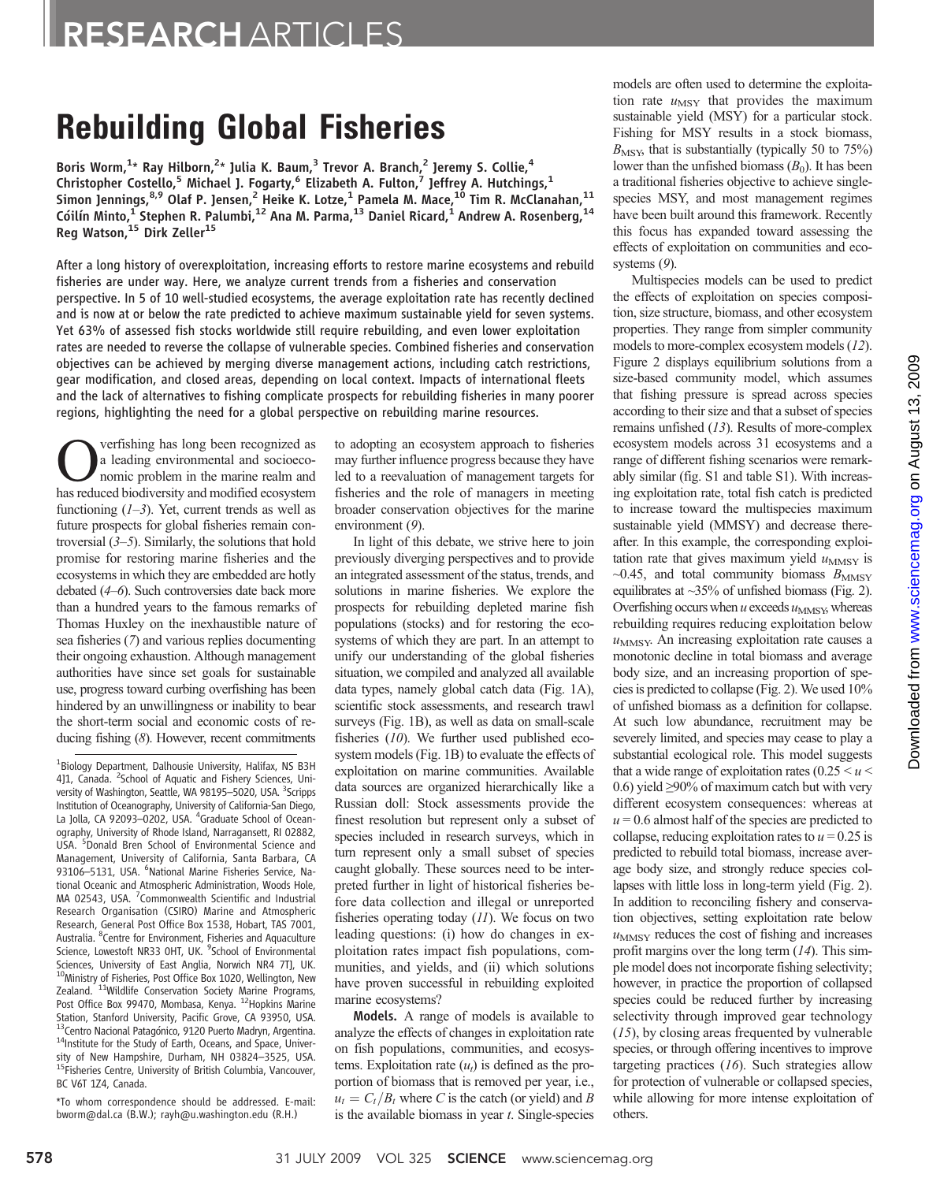# Rebuilding Global Fisheries

**Boris Worm,[1]* Ray Hilborn,[2]* Julia K. Baum,[3] Trevor A. Branch,[2] Jeremy S. Collie,[4] Christopher Costello,[5] Michael J. Fogarty,[6] Elizabeth A. Fulton,[7] Jeffrey A. Hutchings,[1] Simon Jennings,[8,9] Olaf P. Jensen,[2] Heike K. Lotze,[1] Pamela M. Mace,[10] Tim R. McClanahan,[11] Cóilín Minto,[1] Stephen R. Palumbi,[12] Ana M. Parma,[13] Daniel Ricard,[1] Andrew A. Rosenberg,[14] Reg Watson,[15] Dirk Zeller[15]**

After a long history of overexploitation, increasing efforts to restore marine ecosystems and rebuild fisheries are under way. Here, we analyze current trends from a fisheries and conservation perspective. In 5 of 10 well-studied ecosystems, the average exploitation rate has recently declined and is now at or below the rate predicted to achieve maximum sustainable yield for seven systems. Yet 63% of assessed fish stocks worldwide still require rebuilding, and even lower exploitation rates are needed to reverse the collapse of vulnerable species. Combined fisheries and conservation objectives can be achieved by merging diverse management actions, including catch restrictions, gear modification, and closed areas, depending on local context. Impacts of international fleets and the lack of alternatives to fishing complicate prospects for rebuilding fisheries in many poorer regions, highlighting the need for a global perspective on rebuilding marine resources.

Overfishing has long been recognized as a leading environmental and socioeconomic problem in the marine realm and has reduced biodiversity and modified ecosystem functioning (*1*–*3*). Yet, current trends as well as future prospects for global fisheries remain controversial (*3*–*5*). Similarly, the solutions that hold promise for restoring marine fisheries and the ecosystems in which they are embedded are hotly debated (*4*–*6*). Such controversies date back more than a hundred years to the famous remarks of Thomas Huxley on the inexhaustible nature of sea fisheries (*7*) and various replies documenting their ongoing exhaustion. Although management authorities have since set goals for sustainable use, progress toward curbing overfishing has been hindered by an unwillingness or inability to bear the short-term social and economic costs of reducing fishing (*8*). However, recent commitments to adopting an ecosystem approach to fisheries may further influence progress because they have led to a reevaluation of management targets for fisheries and the role of managers in meeting broader conservation objectives for the marine environment (*9*).

In light of this debate, we strive here to join previously diverging perspectives and to provide an integrated assessment of the status, trends, and solutions in marine fisheries. We explore the prospects for rebuilding depleted marine fish populations (stocks) and for restoring the ecosystems of which they are part. In an attempt to unify our understanding of the global fisheries situation, we compiled and analyzed all available data types, namely global catch data (Fig. 1A), scientific stock assessments, and research trawl surveys (Fig. 1B), as well as data on small-scale fisheries (*10*). We further used published ecosystem models (Fig. 1B) to evaluate the effects of exploitation on marine communities. Available data sources are organized hierarchically like a Russian doll: Stock assessments provide the finest resolution but represent only a subset of species included in research surveys, which in turn represent only a small subset of species caught globally. These sources need to be interpreted further in light of historical fisheries before data collection and illegal or unreported fisheries operating today (*11*). We focus on two leading questions: (i) how do changes in exploitation rates impact fish populations, communities, and yields, and (ii) which solutions have proven successful in rebuilding exploited marine ecosystems?

**Models.** A range of models is available to analyze the effects of changes in exploitation rate on fish populations, communities, and ecosystems. Exploitation rate ($u_t$) is defined as the proportion of biomass that is removed per year, i.e., $u_t = C_t/B_t$ where $C$ is the catch (or yield) and $B$ is the available biomass in year $t$. Single-species models are often used to determine the exploitation rate $u_{\mathrm{MSY}}$ that provides the maximum sustainable yield (MSY) for a particular stock. Fishing for MSY results in a stock biomass, $B_{\mathrm{MSY}}$, that is substantially (typically 50 to 75%) lower than the unfished biomass ($B_0$). It has been a traditional fisheries objective to achieve single-species MSY, and most management regimes have been built around this framework. Recently this focus has expanded toward assessing the effects of exploitation on communities and ecosystems (*9*).

Multispecies models can be used to predict the effects of exploitation on species composition, size structure, biomass, and other ecosystem properties. They range from simpler community models to more-complex ecosystem models (*12*). Figure 2 displays equilibrium solutions from a size-based community model, which assumes that fishing pressure is spread across species according to their size and that a subset of species remains unfished (*13*). Results of more-complex ecosystem models across 31 ecosystems and a range of different fishing scenarios were remarkably similar (fig. S1 and table S1). With increasing exploitation rate, total fish catch is predicted to increase toward the multispecies maximum sustainable yield (MMSY) and decrease thereafter. In this example, the corresponding exploitation rate that gives maximum yield $u_{\mathrm{MMSY}}$ is ~0.45, and total community biomass $B_{\mathrm{MMSY}}$ equilibrates at ~35% of unfished biomass (Fig. 2). Overfishing occurs when $u$ exceeds $u_{\mathrm{MMSY}}$, whereas rebuilding requires reducing exploitation below $u_{\mathrm{MMSY}}$. An increasing exploitation rate causes a monotonic decline in total biomass and average body size, and an increasing proportion of species is predicted to collapse (Fig. 2). We used 10% of unfished biomass as a definition for collapse. At such low abundance, recruitment may be severely limited, and species may cease to play a substantial ecological role. This model suggests that a wide range of exploitation rates ($0.25 < u < 0.6$) yield ≥90% of maximum catch but with very different ecosystem consequences: whereas at $u = 0.6$ almost half of the species are predicted to collapse, reducing exploitation rates to $u = 0.25$ is predicted to rebuild total biomass, increase average body size, and strongly reduce species collapses with little loss in long-term yield (Fig. 2). In addition to reconciling fishery and conservation objectives, setting exploitation rate below $u_{\mathrm{MMSY}}$ reduces the cost of fishing and increases profit margins over the long term (*14*). This simple model does not incorporate fishing selectivity; however, in practice the proportion of collapsed species could be reduced further by increasing selectivity through improved gear technology (*15*), by closing areas frequented by vulnerable species, or through offering incentives to improve targeting practices (*16*). Such strategies allow for protection of vulnerable or collapsed species, while allowing for more intense exploitation of others.

---

[1]Biology Department, Dalhousie University, Halifax, NS B3H 4J1, Canada. [2]School of Aquatic and Fishery Sciences, University of Washington, Seattle, WA 98195–5020, USA. [3]Scripps Institution of Oceanography, University of California-San Diego, La Jolla, CA 92093–0202, USA. [4]Graduate School of Oceanography, University of Rhode Island, Narragansett, RI 02882, USA. [5]Donald Bren School of Environmental Science and Management, University of California, Santa Barbara, CA 93106–5131, USA. [6]National Marine Fisheries Service, National Oceanic and Atmospheric Administration, Woods Hole, MA 02543, USA. [7]Commonwealth Scientific and Industrial Research Organisation (CSIRO) Marine and Atmospheric Research, General Post Office Box 1538, Hobart, TAS 7001, Australia. [8]Centre for Environment, Fisheries and Aquaculture Science, Lowestoft NR33 0HT, UK. [9]School of Environmental Sciences, University of East Anglia, Norwich NR4 7TJ, UK. [10]Ministry of Fisheries, Post Office Box 1020, Wellington, New Zealand. [11]Wildlife Conservation Society Marine Programs, Post Office Box 99470, Mombasa, Kenya. [12]Hopkins Marine Station, Stanford University, Pacific Grove, CA 93950, USA. [13]Centro Nacional Patagónico, 9120 Puerto Madryn, Argentina. [14]Institute for the Study of Earth, Oceans, and Space, University of New Hampshire, Durham, NH 03824–3525, USA. [15]Fisheries Centre, University of British Columbia, Vancouver, BC V6T 1Z4, Canada.

*To whom correspondence should be addressed. E-mail: bworm@dal.ca (B.W.); rayh@u.washington.edu (R.H.)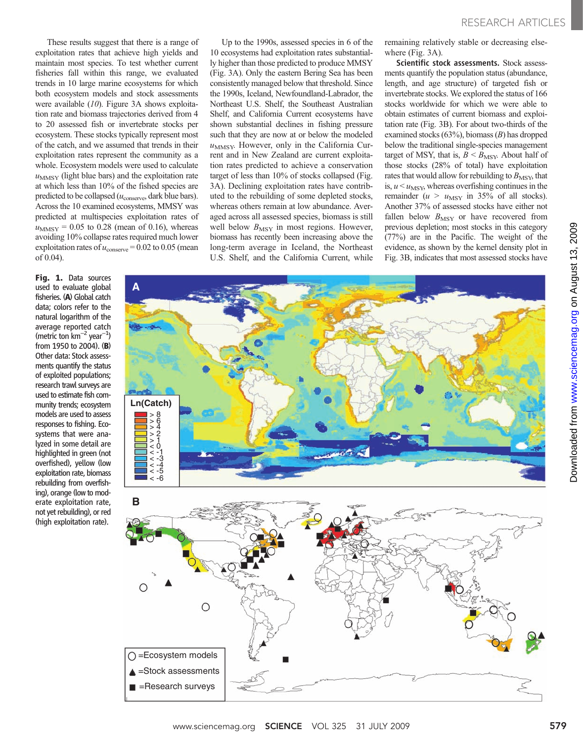These results suggest that there is a range of exploitation rates that achieve high yields and maintain most species. To test whether current fisheries fall within this range, we evaluated trends in 10 large marine ecosystems for which both ecosystem models and stock assessments were available (*10*). Figure 3A shows exploitation rate and biomass trajectories derived from 4 to 20 assessed fish or invertebrate stocks per ecosystem. These stocks typically represent most of the catch, and we assumed that trends in their exploitation rates represent the community as a whole. Ecosystem models were used to calculate $u_{MMSY}$ (light blue bars) and the exploitation rate at which less than 10% of the fished species are predicted to be collapsed ($u_{conserve}$, dark blue bars). Across the 10 examined ecosystems, MMSY was predicted at multispecies exploitation rates of $u_{MMSY} = 0.05$ to 0.28 (mean of 0.16), whereas avoiding 10% collapse rates required much lower exploitation rates of $u_{conserve} = 0.02$ to 0.05 (mean of 0.04).

Up to the 1990s, assessed species in 6 of the 10 ecosystems had exploitation rates substantially higher than those predicted to produce MMSY (Fig. 3A). Only the eastern Bering Sea has been consistently managed below that threshold. Since the 1990s, Iceland, Newfoundland-Labrador, the Northeast U.S. Shelf, the Southeast Australian Shelf, and California Current ecosystems have shown substantial declines in fishing pressure such that they are now at or below the modeled $u_{MMSY}$. However, only in the California Current and in New Zealand are current exploitation rates predicted to achieve a conservation target of less than 10% of stocks collapsed (Fig. 3A). Declining exploitation rates have contributed to the rebuilding of some depleted stocks, whereas others remain at low abundance. Averaged across all assessed species, biomass is still well below $B_{MSY}$ in most regions. However, biomass has recently been increasing above the long-term average in Iceland, the Northeast U.S. Shelf, and the California Current, while remaining relatively stable or decreasing elsewhere (Fig. 3A).

**Scientific stock assessments.** Stock assessments quantify the population status (abundance, length, and age structure) of targeted fish or invertebrate stocks. We explored the status of 166 stocks worldwide for which we were able to obtain estimates of current biomass and exploitation rate (Fig. 3B). For about two-thirds of the examined stocks (63%), biomass ($B$) has dropped below the traditional single-species management target of MSY, that is, $B < B_{MSY}$. About half of those stocks (28% of total) have exploitation rates that would allow for rebuilding to $B_{MSY}$, that is, $u < u_{MSY}$, whereas overfishing continues in the remainder ($u > u_{MSY}$ in 35% of all stocks). Another 37% of assessed stocks have either not fallen below $B_{MSY}$ or have recovered from previous depletion; most stocks in this category (77%) are in the Pacific. The weight of the evidence, as shown by the kernel density plot in Fig. 3B, indicates that most assessed stocks have

**Fig. 1.** Data sources used to evaluate global fisheries. (**A**) Global catch data; colors refer to the natural logarithm of the average reported catch (metric ton km$^{-2}$ year$^{-1}$) from 1950 to 2004). (**B**) Other data: Stock assessments quantify the status of exploited populations; research trawl surveys are used to estimate fish community trends; ecosystem models are used to assess responses to fishing. Ecosystems that were analyzed in some detail are highlighted in green (not overfished), yellow (low exploitation rate, biomass rebuilding from overfishing), orange (low to moderate exploitation rate, not yet rebuilding), or red (high exploitation rate).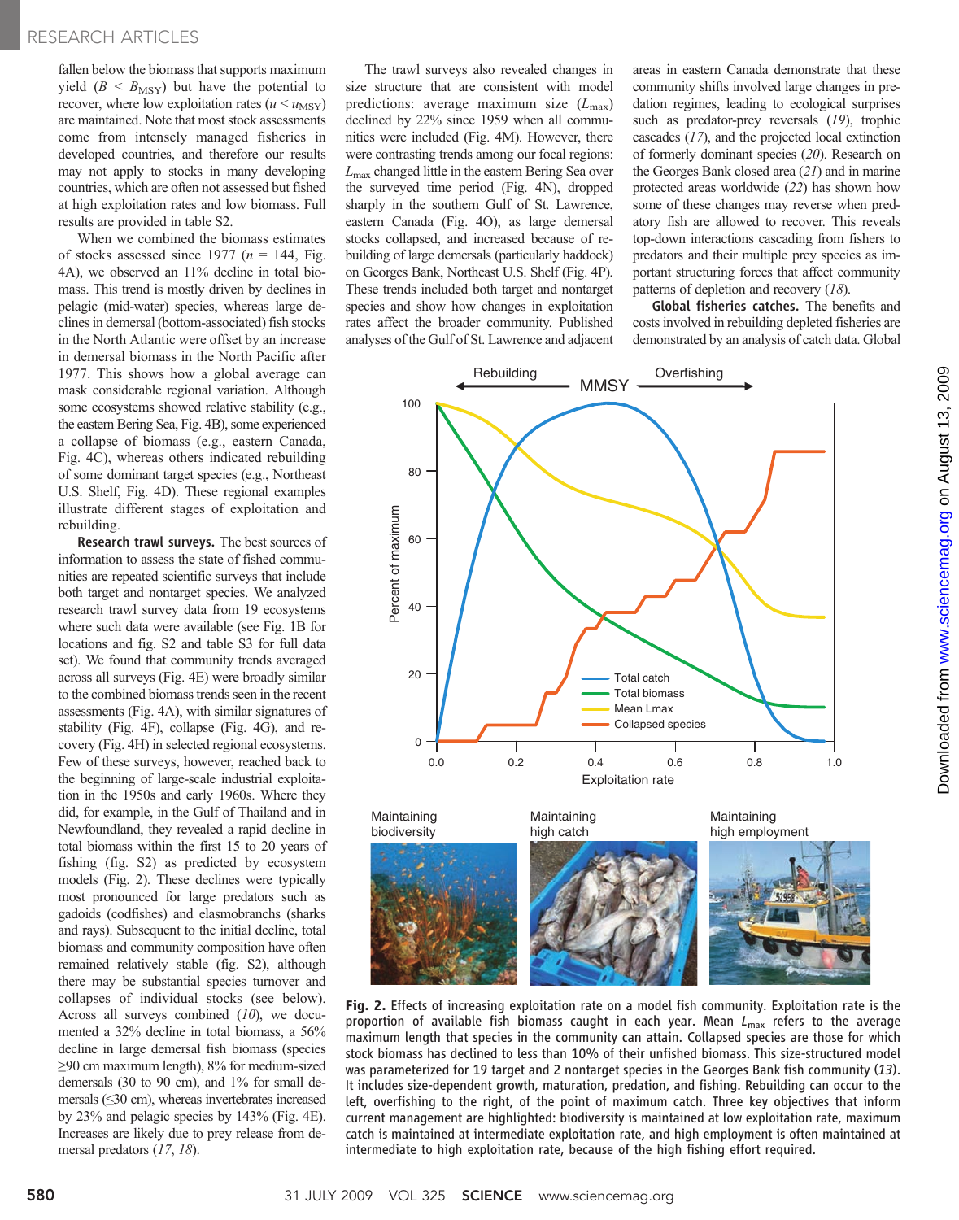fallen below the biomass that supports maximum yield ($B < B_{MSY}$) but have the potential to recover, where low exploitation rates ($u < u_{MSY}$) are maintained. Note that most stock assessments come from intensely managed fisheries in developed countries, and therefore our results may not apply to stocks in many developing countries, which are often not assessed but fished at high exploitation rates and low biomass. Full results are provided in table S2.

When we combined the biomass estimates of stocks assessed since 1977 ($n$ = 144, Fig. 4A), we observed an 11% decline in total biomass. This trend is mostly driven by declines in pelagic (mid-water) species, whereas large declines in demersal (bottom-associated) fish stocks in the North Atlantic were offset by an increase in demersal biomass in the North Pacific after 1977. This shows how a global average can mask considerable regional variation. Although some ecosystems showed relative stability (e.g., the eastern Bering Sea, Fig. 4B), some experienced a collapse of biomass (e.g., eastern Canada, Fig. 4C), whereas others indicated rebuilding of some dominant target species (e.g., Northeast U.S. Shelf, Fig. 4D). These regional examples illustrate different stages of exploitation and rebuilding.

**Research trawl surveys.** The best sources of information to assess the state of fished communities are repeated scientific surveys that include both target and nontarget species. We analyzed research trawl survey data from 19 ecosystems where such data were available (see Fig. 1B for locations and fig. S2 and table S3 for full data set). We found that community trends averaged across all surveys (Fig. 4E) were broadly similar to the combined biomass trends seen in the recent assessments (Fig. 4A), with similar signatures of stability (Fig. 4F), collapse (Fig. 4G), and recovery (Fig. 4H) in selected regional ecosystems. Few of these surveys, however, reached back to the beginning of large-scale industrial exploitation in the 1950s and early 1960s. Where they did, for example, in the Gulf of Thailand and in Newfoundland, they revealed a rapid decline in total biomass within the first 15 to 20 years of fishing (fig. S2) as predicted by ecosystem models (Fig. 2). These declines were typically most pronounced for large predators such as gadoids (codfishes) and elasmobranchs (sharks and rays). Subsequent to the initial decline, total biomass and community composition have often remained relatively stable (fig. S2), although there may be substantial species turnover and collapses of individual stocks (see below). Across all surveys combined (10), we documented a 32% decline in total biomass, a 56% decline in large demersal fish biomass (species ≥90 cm maximum length), 8% for medium-sized demersals (30 to 90 cm), and 1% for small demersals (≤30 cm), whereas invertebrates increased by 23% and pelagic species by 143% (Fig. 4E). Increases are likely due to prey release from demersal predators (17, 18).

The trawl surveys also revealed changes in size structure that are consistent with model predictions: average maximum size ($L_{max}$) declined by 22% since 1959 when all communities were included (Fig. 4M). However, there were contrasting trends among our focal regions: $L_{max}$ changed little in the eastern Bering Sea over the surveyed time period (Fig. 4N), dropped sharply in the southern Gulf of St. Lawrence, eastern Canada (Fig. 4O), as large demersal stocks collapsed, and increased because of rebuilding of large demersals (particularly haddock) on Georges Bank, Northeast U.S. Shelf (Fig. 4P). These trends included both target and nontarget species and show how changes in exploitation rates affect the broader community. Published analyses of the Gulf of St. Lawrence and adjacent areas in eastern Canada demonstrate that these community shifts involved large changes in predation regimes, leading to ecological surprises such as predator-prey reversals (19), trophic cascades (17), and the projected local extinction of formerly dominant species (20). Research on the Georges Bank closed area (21) and in marine protected areas worldwide (22) has shown how some of these changes may reverse when predatory fish are allowed to recover. This reveals top-down interactions cascading from fishers to predators and their multiple prey species as important structuring forces that affect community patterns of depletion and recovery (18).

**Global fisheries catches.** The benefits and costs involved in rebuilding depleted fisheries are demonstrated by an analysis of catch data. Global

**Fig. 2.** Effects of increasing exploitation rate on a model fish community. Exploitation rate is the proportion of available fish biomass caught in each year. Mean $L_{max}$ refers to the average maximum length that species in the community can attain. Collapsed species are those for which stock biomass has declined to less than 10% of their unfished biomass. This size-structured model was parameterized for 19 target and 2 nontarget species in the Georges Bank fish community (13). It includes size-dependent growth, maturation, predation, and fishing. Rebuilding can occur to the left, overfishing to the right, of the point of maximum catch. Three key objectives that inform current management are highlighted: biodiversity is maintained at low exploitation rate, maximum catch is maintained at intermediate exploitation rate, and high employment is often maintained at intermediate to high exploitation rate, because of the high fishing effort required.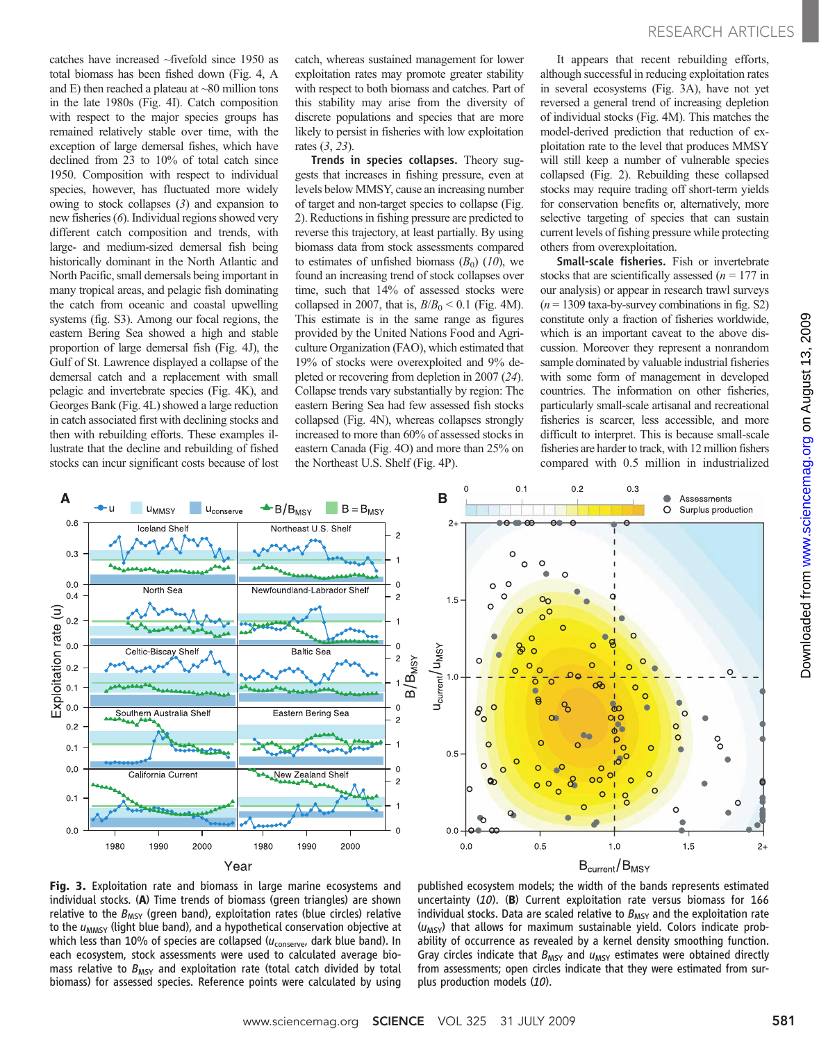catches have increased ~fivefold since 1950 as total biomass has been fished down (Fig. 4, A and E) then reached a plateau at ~80 million tons in the late 1980s (Fig. 4I). Catch composition with respect to the major species groups has remained relatively stable over time, with the exception of large demersal fishes, which have declined from 23 to 10% of total catch since 1950. Composition with respect to individual species, however, has fluctuated more widely owing to stock collapses (*3*) and expansion to new fisheries (*6*). Individual regions showed very different catch composition and trends, with large- and medium-sized demersal fish being historically dominant in the North Atlantic and North Pacific, small demersals being important in many tropical areas, and pelagic fish dominating the catch from oceanic and coastal upwelling systems (fig. S3). Among our focal regions, the eastern Bering Sea showed a high and stable proportion of large demersal fish (Fig. 4J), the Gulf of St. Lawrence displayed a collapse of the demersal catch and a replacement with small pelagic and invertebrate species (Fig. 4K), and Georges Bank (Fig. 4L) showed a large reduction in catch associated first with declining stocks and then with rebuilding efforts. These examples illustrate that the decline and rebuilding of fished stocks can incur significant costs because of lost catch, whereas sustained management for lower exploitation rates may promote greater stability with respect to both biomass and catches. Part of this stability may arise from the diversity of discrete populations and species that are more likely to persist in fisheries with low exploitation rates (*3*, *23*).

**Trends in species collapses.** Theory suggests that increases in fishing pressure, even at levels below MMSY, cause an increasing number of target and non-target species to collapse (Fig. 2). Reductions in fishing pressure are predicted to reverse this trajectory, at least partially. By using biomass data from stock assessments compared to estimates of unfished biomass ($B_0$) (*10*), we found an increasing trend of stock collapses over time, such that 14% of assessed stocks were collapsed in 2007, that is, $B/B_0 < 0.1$ (Fig. 4M). This estimate is in the same range as figures provided by the United Nations Food and Agriculture Organization (FAO), which estimated that 19% of stocks were overexploited and 9% depleted or recovering from depletion in 2007 (*24*). Collapse trends vary substantially by region: The eastern Bering Sea had few assessed fish stocks collapsed (Fig. 4N), whereas collapses strongly increased to more than 60% of assessed stocks in eastern Canada (Fig. 4O) and more than 25% on the Northeast U.S. Shelf (Fig. 4P).

It appears that recent rebuilding efforts, although successful in reducing exploitation rates in several ecosystems (Fig. 3A), have not yet reversed a general trend of increasing depletion of individual stocks (Fig. 4M). This matches the model-derived prediction that reduction of exploitation rate to the level that produces MMSY will still keep a number of vulnerable species collapsed (Fig. 2). Rebuilding these collapsed stocks may require trading off short-term yields for conservation benefits or, alternatively, more selective targeting of species that can sustain current levels of fishing pressure while protecting others from overexploitation.

**Small-scale fisheries.** Fish or invertebrate stocks that are scientifically assessed ($n$ = 177 in our analysis) or appear in research trawl surveys ($n$ = 1309 taxa-by-survey combinations in fig. S2) constitute only a fraction of fisheries worldwide, which is an important caveat to the above discussion. Moreover they represent a nonrandom sample dominated by valuable industrial fisheries with some form of management in developed countries. The information on other fisheries, particularly small-scale artisanal and recreational fisheries is scarcer, less accessible, and more difficult to interpret. This is because small-scale fisheries are harder to track, with 12 million fishers compared with 0.5 million in industrialized

**Fig. 3.** Exploitation rate and biomass in large marine ecosystems and individual stocks. (**A**) Time trends of biomass (green triangles) are shown relative to the $B_{MSY}$ (green band), exploitation rates (blue circles) relative to the $u_{MMSY}$ (light blue band), and a hypothetical conservation objective at which less than 10% of species are collapsed ($u_{conserve}$, dark blue band). In each ecosystem, stock assessments were used to calculated average biomass relative to $B_{MSY}$ and exploitation rate (total catch divided by total biomass) for assessed species. Reference points were calculated by using published ecosystem models; the width of the bands represents estimated uncertainty (*10*). (**B**) Current exploitation rate versus biomass for 166 individual stocks. Data are scaled relative to $B_{MSY}$ and the exploitation rate ($u_{MSY}$) that allows for maximum sustainable yield. Colors indicate probability of occurrence as revealed by a kernel density smoothing function. Gray circles indicate that $B_{MSY}$ and $u_{MSY}$ estimates were obtained directly from assessments; open circles indicate that they were estimated from surplus production models (*10*).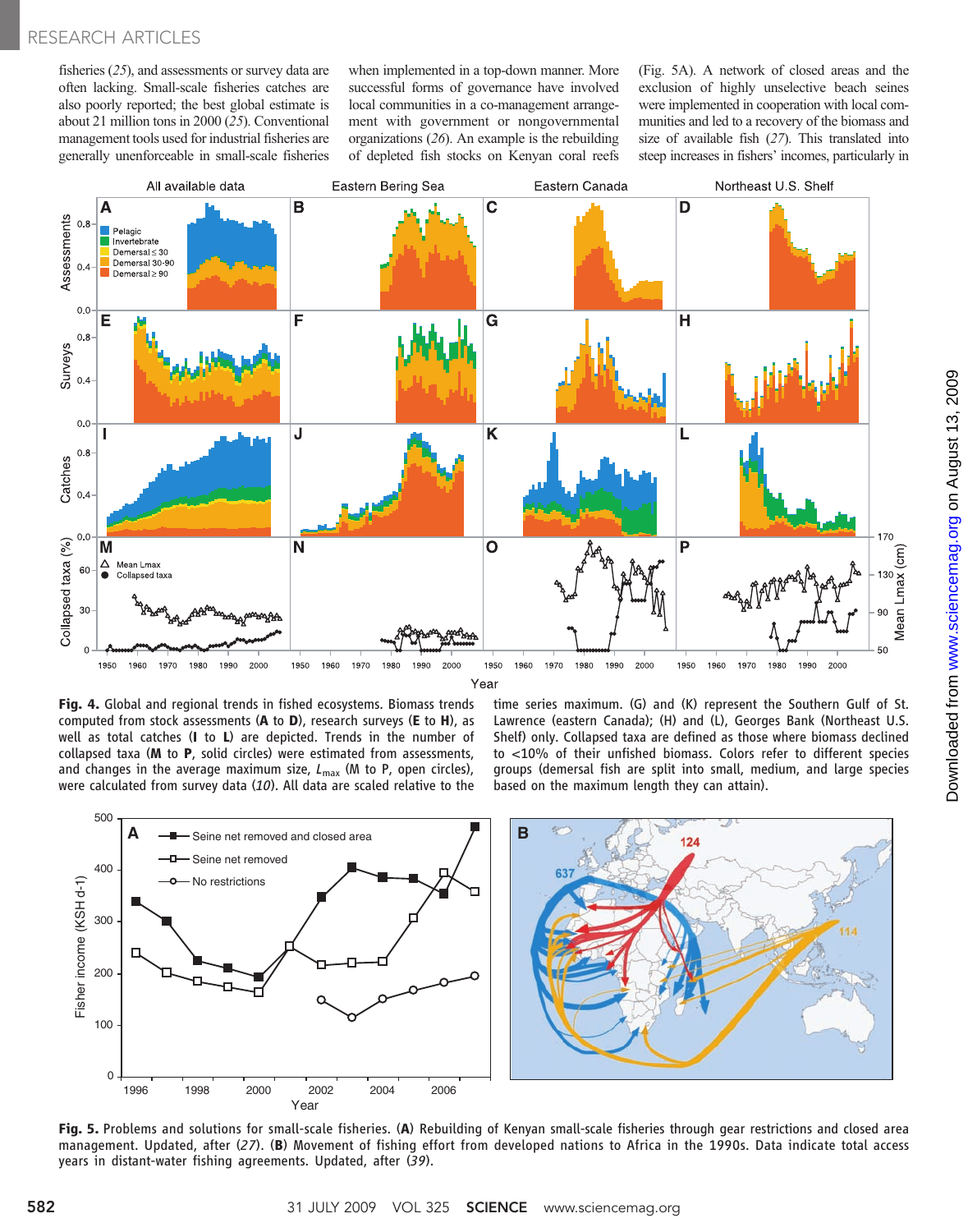fisheries (25), and assessments or survey data are often lacking. Small-scale fisheries catches are also poorly reported; the best global estimate is about 21 million tons in 2000 (25). Conventional management tools used for industrial fisheries are generally unenforceable in small-scale fisheries when implemented in a top-down manner. More successful forms of governance have involved local communities in a co-management arrangement with government or nongovernmental organizations (26). An example is the rebuilding of depleted fish stocks on Kenyan coral reefs (Fig. 5A). A network of closed areas and the exclusion of highly unselective beach seines were implemented in cooperation with local communities and led to a recovery of the biomass and size of available fish (27). This translated into steep increases in fishers' incomes, particularly in

**Fig. 4.** Global and regional trends in fished ecosystems. Biomass trends computed from stock assessments (**A** to **D**), research surveys (**E** to **H**), as well as total catches (**I** to **L**) are depicted. Trends in the number of collapsed taxa (**M** to **P**, solid circles) were estimated from assessments, and changes in the average maximum size, $L_{max}$ (M to P, open circles), were calculated from survey data (10). All data are scaled relative to the time series maximum. (G) and (K) represent the Southern Gulf of St. Lawrence (eastern Canada); (H) and (L), Georges Bank (Northeast U.S. Shelf) only. Collapsed taxa are defined as those where biomass declined to <10% of their unfished biomass. Colors refer to different species groups (demersal fish are split into small, medium, and large species based on the maximum length they can attain).

**Fig. 5.** Problems and solutions for small-scale fisheries. (**A**) Rebuilding of Kenyan small-scale fisheries through gear restrictions and closed area management. Updated, after (27). (**B**) Movement of fishing effort from developed nations to Africa in the 1990s. Data indicate total access years in distant-water fishing agreements. Updated, after (39).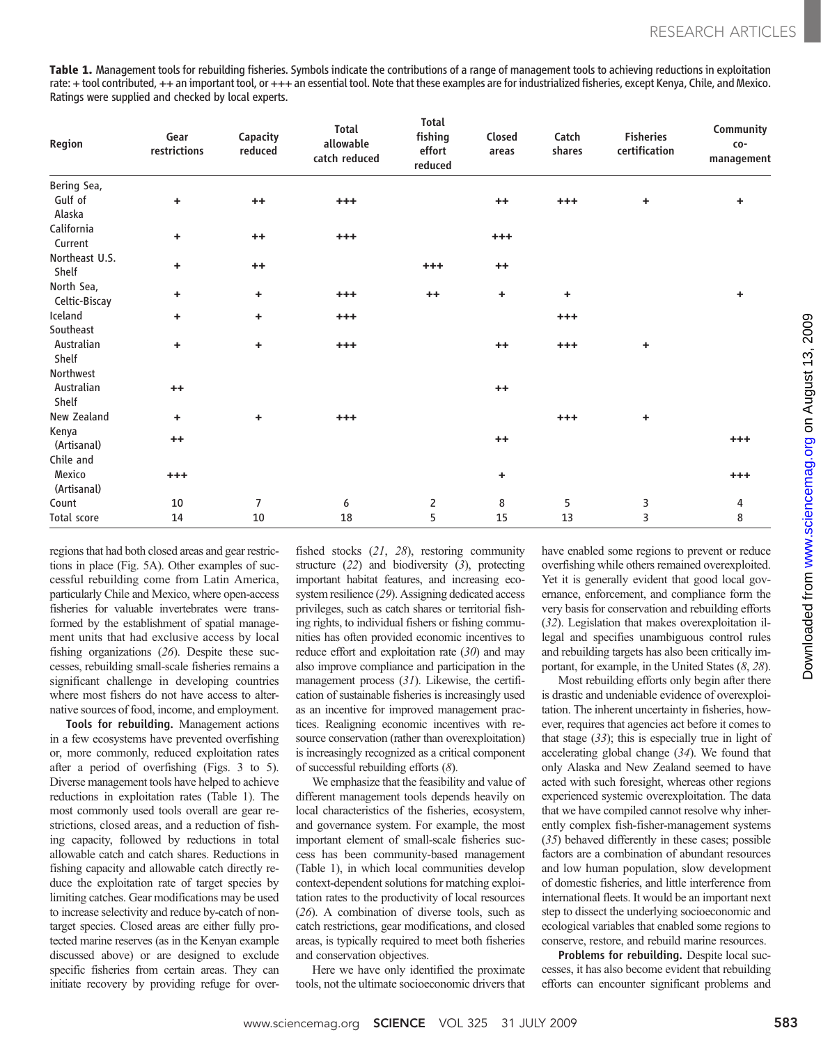**Table 1.** Management tools for rebuilding fisheries. Symbols indicate the contributions of a range of management tools to achieving reductions in exploitation rate: + tool contributed, ++ an important tool, or +++ an essential tool. Note that these examples are for industrialized fisheries, except Kenya, Chile, and Mexico. Ratings were supplied and checked by local experts.

| Region | Gear restrictions | Capacity reduced | Total allowable catch reduced | Total fishing effort reduced | Closed areas | Catch shares | Fisheries certification | Community co-management |
|---|---|---|---|---|---|---|---|---|
| Bering Sea, Gulf of Alaska | + | ++ | +++ | | ++ | +++ | + | + |
| California Current | + | ++ | +++ | | +++ | | | |
| Northeast U.S. Shelf | + | ++ | | +++ | ++ | | | |
| North Sea, Celtic-Biscay | + | + | +++ | ++ | + | + | | + |
| Iceland | + | + | +++ | | | +++ | | |
| Southeast Australian Shelf | + | + | +++ | | ++ | +++ | + | |
| Northwest Australian Shelf | ++ | | | | ++ | | | |
| New Zealand | + | + | +++ | | | +++ | + | |
| Kenya (Artisanal) | ++ | | | | ++ | | | +++ |
| Chile and Mexico (Artisanal) | +++ | | | | + | | | +++ |
| Count | 10 | 7 | 6 | 2 | 8 | 5 | 3 | 4 |
| Total score | 14 | 10 | 18 | 5 | 15 | 13 | 3 | 8 |

regions that had both closed areas and gear restrictions in place (Fig. 5A). Other examples of successful rebuilding come from Latin America, particularly Chile and Mexico, where open-access fisheries for valuable invertebrates were transformed by the establishment of spatial management units that had exclusive access by local fishing organizations (*26*). Despite these successes, rebuilding small-scale fisheries remains a significant challenge in developing countries where most fishers do not have access to alternative sources of food, income, and employment.

**Tools for rebuilding.** Management actions in a few ecosystems have prevented overfishing or, more commonly, reduced exploitation rates after a period of overfishing (Figs. 3 to 5). Diverse management tools have helped to achieve reductions in exploitation rates (Table 1). The most commonly used tools overall are gear restrictions, closed areas, and a reduction of fishing capacity, followed by reductions in total allowable catch and catch shares. Reductions in fishing capacity and allowable catch directly reduce the exploitation rate of target species by limiting catches. Gear modifications may be used to increase selectivity and reduce by-catch of non-target species. Closed areas are either fully protected marine reserves (as in the Kenyan example discussed above) or are designed to exclude specific fisheries from certain areas. They can initiate recovery by providing refuge for overfished stocks (*21*, *28*), restoring community structure (*22*) and biodiversity (*3*), protecting important habitat features, and increasing ecosystem resilience (*29*). Assigning dedicated access privileges, such as catch shares or territorial fishing rights, to individual fishers or fishing communities has often provided economic incentives to reduce effort and exploitation rate (*30*) and may also improve compliance and participation in the management process (*31*). Likewise, the certification of sustainable fisheries is increasingly used as an incentive for improved management practices. Realigning economic incentives with resource conservation (rather than overexploitation) is increasingly recognized as a critical component of successful rebuilding efforts (*8*).

We emphasize that the feasibility and value of different management tools depends heavily on local characteristics of the fisheries, ecosystem, and governance system. For example, the most important element of small-scale fisheries success has been community-based management (Table 1), in which local communities develop context-dependent solutions for matching exploitation rates to the productivity of local resources (*26*). A combination of diverse tools, such as catch restrictions, gear modifications, and closed areas, is typically required to meet both fisheries and conservation objectives.

Here we have only identified the proximate tools, not the ultimate socioeconomic drivers that have enabled some regions to prevent or reduce overfishing while others remained overexploited. Yet it is generally evident that good local governance, enforcement, and compliance form the very basis for conservation and rebuilding efforts (*32*). Legislation that makes overexploitation illegal and specifies unambiguous control rules and rebuilding targets has also been critically important, for example, in the United States (*8*, *28*).

Most rebuilding efforts only begin after there is drastic and undeniable evidence of overexploitation. The inherent uncertainty in fisheries, however, requires that agencies act before it comes to that stage (*33*); this is especially true in light of accelerating global change (*34*). We found that only Alaska and New Zealand seemed to have acted with such foresight, whereas other regions experienced systemic overexploitation. The data that we have compiled cannot resolve why inherently complex fish-fisher-management systems (*35*) behaved differently in these cases; possible factors are a combination of abundant resources and low human population, slow development of domestic fisheries, and little interference from international fleets. It would be an important next step to dissect the underlying socioeconomic and ecological variables that enabled some regions to conserve, restore, and rebuild marine resources.

**Problems for rebuilding.** Despite local successes, it has also become evident that rebuilding efforts can encounter significant problems and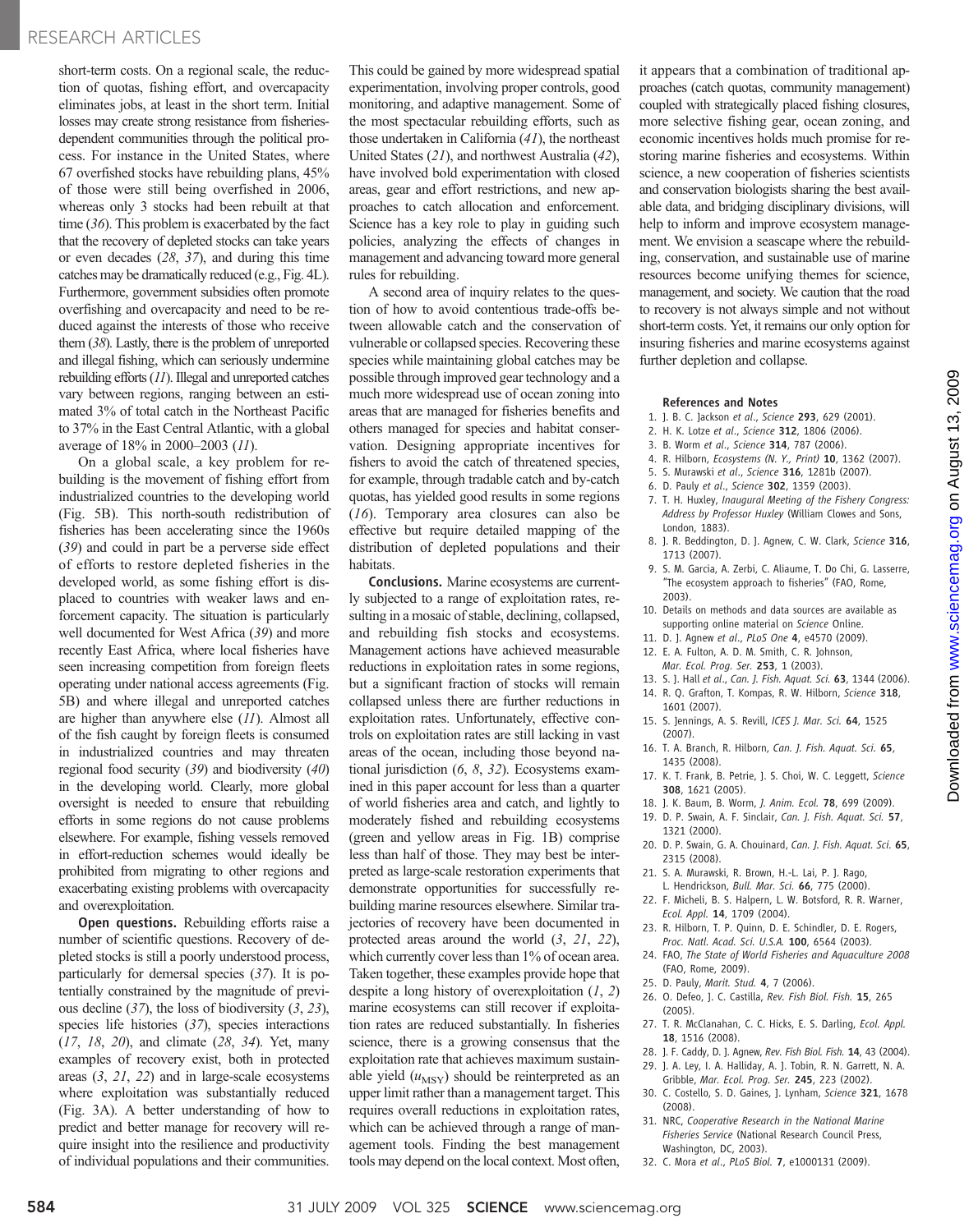short-term costs. On a regional scale, the reduction of quotas, fishing effort, and overcapacity eliminates jobs, at least in the short term. Initial losses may create strong resistance from fisheries-dependent communities through the political process. For instance in the United States, where 67 overfished stocks have rebuilding plans, 45% of those were still being overfished in 2006, whereas only 3 stocks had been rebuilt at that time (*36*). This problem is exacerbated by the fact that the recovery of depleted stocks can take years or even decades (*28*, *37*), and during this time catches may be dramatically reduced (e.g., Fig. 4L). Furthermore, government subsidies often promote overfishing and overcapacity and need to be reduced against the interests of those who receive them (*38*). Lastly, there is the problem of unreported and illegal fishing, which can seriously undermine rebuilding efforts (*11*). Illegal and unreported catches vary between regions, ranging between an estimated 3% of total catch in the Northeast Pacific to 37% in the East Central Atlantic, with a global average of 18% in 2000–2003 (*11*).

On a global scale, a key problem for rebuilding is the movement of fishing effort from industrialized countries to the developing world (Fig. 5B). This north-south redistribution of fisheries has been accelerating since the 1960s (*39*) and could in part be a perverse side effect of efforts to restore depleted fisheries in the developed world, as some fishing effort is displaced to countries with weaker laws and enforcement capacity. The situation is particularly well documented for West Africa (*39*) and more recently East Africa, where local fisheries have seen increasing competition from foreign fleets operating under national access agreements (Fig. 5B) and where illegal and unreported catches are higher than anywhere else (*11*). Almost all of the fish caught by foreign fleets is consumed in industrialized countries and may threaten regional food security (*39*) and biodiversity (*40*) in the developing world. Clearly, more global oversight is needed to ensure that rebuilding efforts in some regions do not cause problems elsewhere. For example, fishing vessels removed in effort-reduction schemes would ideally be prohibited from migrating to other regions and exacerbating existing problems with overcapacity and overexploitation.

**Open questions.** Rebuilding efforts raise a number of scientific questions. Recovery of depleted stocks is still a poorly understood process, particularly for demersal species (*37*). It is potentially constrained by the magnitude of previous decline (*37*), the loss of biodiversity (*3*, *23*), species life histories (*37*), species interactions (*17*, *18*, *20*), and climate (*28*, *34*). Yet, many examples of recovery exist, both in protected areas (*3*, *21*, *22*) and in large-scale ecosystems where exploitation was substantially reduced (Fig. 3A). A better understanding of how to predict and better manage for recovery will require insight into the resilience and productivity of individual populations and their communities. This could be gained by more widespread spatial experimentation, involving proper controls, good monitoring, and adaptive management. Some of the most spectacular rebuilding efforts, such as those undertaken in California (*41*), the northeast United States (*21*), and northwest Australia (*42*), have involved bold experimentation with closed areas, gear and effort restrictions, and new approaches to catch allocation and enforcement. Science has a key role to play in guiding such policies, analyzing the effects of changes in management and advancing toward more general rules for rebuilding.

A second area of inquiry relates to the question of how to avoid contentious trade-offs between allowable catch and the conservation of vulnerable or collapsed species. Recovering these species while maintaining global catches may be possible through improved gear technology and a much more widespread use of ocean zoning into areas that are managed for fisheries benefits and others managed for species and habitat conservation. Designing appropriate incentives for fishers to avoid the catch of threatened species, for example, through tradable catch and by-catch quotas, has yielded good results in some regions (*16*). Temporary area closures can also be effective but require detailed mapping of the distribution of depleted populations and their habitats.

**Conclusions.** Marine ecosystems are currently subjected to a range of exploitation rates, resulting in a mosaic of stable, declining, collapsed, and rebuilding fish stocks and ecosystems. Management actions have achieved measurable reductions in exploitation rates in some regions, but a significant fraction of stocks will remain collapsed unless there are further reductions in exploitation rates. Unfortunately, effective controls on exploitation rates are still lacking in vast areas of the ocean, including those beyond national jurisdiction (*6*, *8*, *32*). Ecosystems examined in this paper account for less than a quarter of world fisheries area and catch, and lightly to moderately fished and rebuilding ecosystems (green and yellow areas in Fig. 1B) comprise less than half of those. They may best be interpreted as large-scale restoration experiments that demonstrate opportunities for successfully rebuilding marine resources elsewhere. Similar trajectories of recovery have been documented in protected areas around the world (*3*, *21*, *22*), which currently cover less than 1% of ocean area. Taken together, these examples provide hope that despite a long history of overexploitation (*1*, *2*) marine ecosystems can still recover if exploitation rates are reduced substantially. In fisheries science, there is a growing consensus that the exploitation rate that achieves maximum sustainable yield ($u_{MSY}$) should be reinterpreted as an upper limit rather than a management target. This requires overall reductions in exploitation rates, which can be achieved through a range of management tools. Finding the best management tools may depend on the local context. Most often, it appears that a combination of traditional approaches (catch quotas, community management) coupled with strategically placed fishing closures, more selective fishing gear, ocean zoning, and economic incentives holds much promise for restoring marine fisheries and ecosystems. Within science, a new cooperation of fisheries scientists and conservation biologists sharing the best available data, and bridging disciplinary divisions, will help to inform and improve ecosystem management. We envision a seascape where the rebuilding, conservation, and sustainable use of marine resources become unifying themes for science, management, and society. We caution that the road to recovery is not always simple and not without short-term costs. Yet, it remains our only option for insuring fisheries and marine ecosystems against further depletion and collapse.

### References and Notes

1. J. B. C. Jackson *et al.*, *Science* **293**, 629 (2001).
2. H. K. Lotze *et al.*, *Science* **312**, 1806 (2006).
3. B. Worm *et al.*, *Science* **314**, 787 (2006).
4. R. Hilborn, *Ecosystems (N. Y., Print)* **10**, 1362 (2007).
5. S. Murawski *et al.*, *Science* **316**, 1281b (2007).
6. D. Pauly *et al.*, *Science* **302**, 1359 (2003).
7. T. H. Huxley, *Inaugural Meeting of the Fishery Congress: Address by Professor Huxley* (William Clowes and Sons, London, 1883).
8. J. R. Beddington, D. J. Agnew, C. W. Clark, *Science* **316**, 1713 (2007).
9. S. M. Garcia, A. Zerbi, C. Aliaume, T. Do Chi, G. Lasserre, "The ecosystem approach to fisheries" (FAO, Rome, 2003).
10. Details on methods and data sources are available as supporting online material on *Science* Online.
11. D. J. Agnew *et al.*, *PLoS One* **4**, e4570 (2009).
12. E. A. Fulton, A. D. M. Smith, C. R. Johnson, *Mar. Ecol. Prog. Ser.* **253**, 1 (2003).
13. S. J. Hall *et al.*, *Can. J. Fish. Aquat. Sci.* **63**, 1344 (2006).
14. R. Q. Grafton, T. Kompas, R. W. Hilborn, *Science* **318**, 1601 (2007).
15. S. Jennings, A. S. Revill, *ICES J. Mar. Sci.* **64**, 1525 (2007).
16. T. A. Branch, R. Hilborn, *Can. J. Fish. Aquat. Sci.* **65**, 1435 (2008).
17. K. T. Frank, B. Petrie, J. S. Choi, W. C. Leggett, *Science* **308**, 1621 (2005).
18. J. K. Baum, B. Worm, *J. Anim. Ecol.* **78**, 699 (2009).
19. D. P. Swain, A. F. Sinclair, *Can. J. Fish. Aquat. Sci.* **57**, 1321 (2000).
20. D. P. Swain, G. A. Chouinard, *Can. J. Fish. Aquat. Sci.* **65**, 2315 (2008).
21. S. A. Murawski, R. Brown, H.-L. Lai, P. J. Rago, L. Hendrickson, *Bull. Mar. Sci.* **66**, 775 (2000).
22. F. Micheli, B. S. Halpern, L. W. Botsford, R. R. Warner, *Ecol. Appl.* **14**, 1709 (2004).
23. R. Hilborn, T. P. Quinn, D. E. Schindler, D. E. Rogers, *Proc. Natl. Acad. Sci. U.S.A.* **100**, 6564 (2003).
24. FAO, *The State of World Fisheries and Aquaculture 2008* (FAO, Rome, 2009).
25. D. Pauly, *Marit. Stud.* **4**, 7 (2006).
26. O. Defeo, J. C. Castilla, *Rev. Fish Biol. Fish.* **15**, 265 (2005).
27. T. R. McClanahan, C. C. Hicks, E. S. Darling, *Ecol. Appl.* **18**, 1516 (2008).
28. J. F. Caddy, D. J. Agnew, *Rev. Fish Biol. Fish.* **14**, 43 (2004).
29. J. A. Ley, I. A. Halliday, A. J. Tobin, R. N. Garrett, N. A. Gribble, *Mar. Ecol. Prog. Ser.* **245**, 223 (2002).
30. C. Costello, S. D. Gaines, J. Lynham, *Science* **321**, 1678 (2008).
31. NRC, *Cooperative Research in the National Marine Fisheries Service* (National Research Council Press, Washington, DC, 2003).
32. C. Mora *et al.*, *PLoS Biol.* **7**, e1000131 (2009).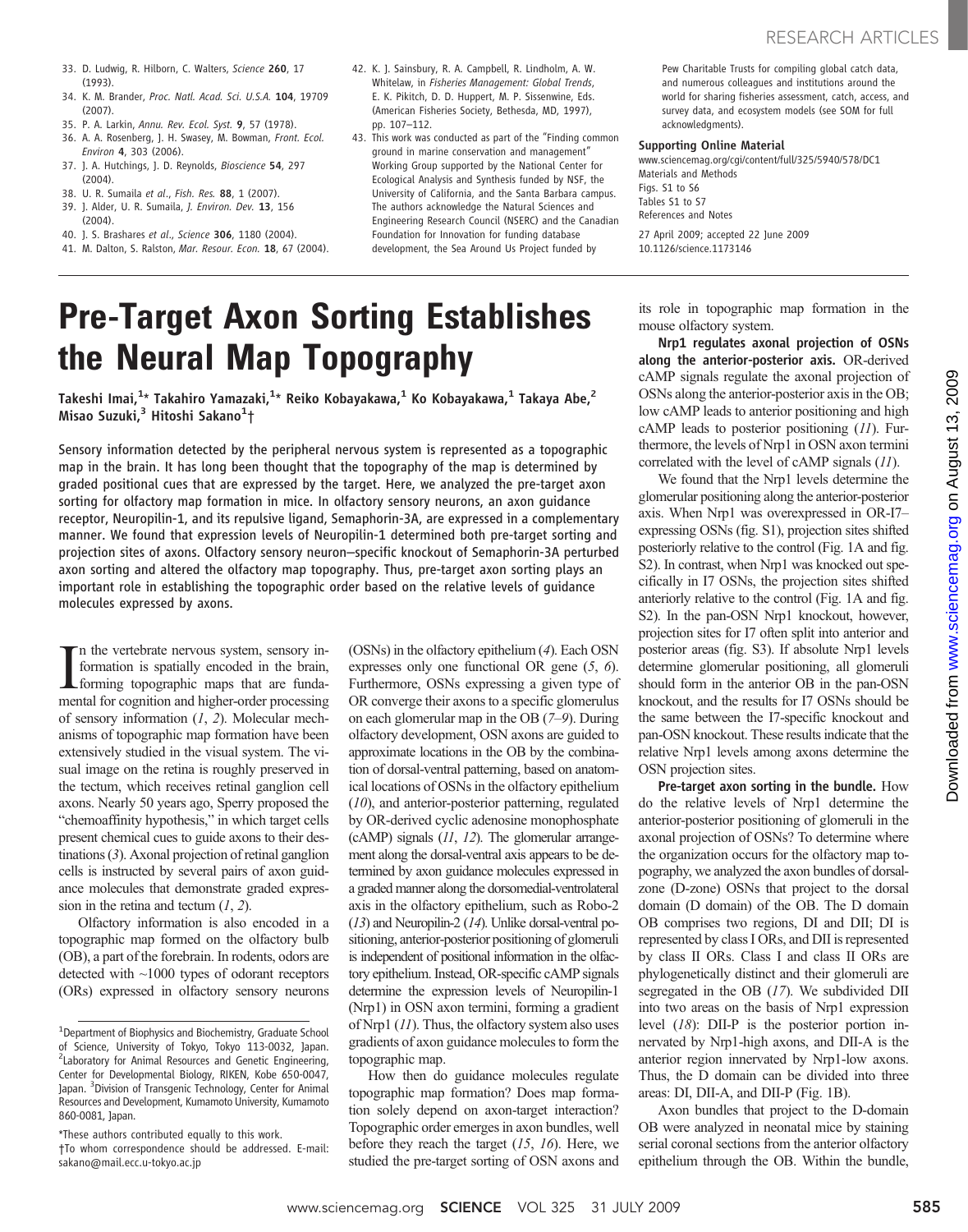33. D. Ludwig, R. Hilborn, C. Walters, *Science* **260**, 17 (1993).
34. K. M. Brander, *Proc. Natl. Acad. Sci. U.S.A.* **104**, 19709 (2007).
35. P. A. Larkin, *Annu. Rev. Ecol. Syst.* **9**, 57 (1978).
36. A. A. Rosenberg, J. H. Swasey, M. Bowman, *Front. Ecol. Environ* **4**, 303 (2006).
37. J. A. Hutchings, J. D. Reynolds, *Bioscience* **54**, 297 (2004).
38. U. R. Sumaila *et al.*, *Fish. Res.* **88**, 1 (2007).
39. J. Alder, U. R. Sumaila, *J. Environ. Dev.* **13**, 156 (2004).
40. J. S. Brashares *et al.*, *Science* **306**, 1180 (2004).
41. M. Dalton, S. Ralston, *Mar. Resour. Econ.* **18**, 67 (2004).
42. K. J. Sainsbury, R. A. Campbell, R. Lindholm, A. W. Whitelaw, in *Fisheries Management: Global Trends*, E. K. Pikitch, D. D. Huppert, M. P. Sissenwine, Eds. (American Fisheries Society, Bethesda, MD, 1997), pp. 107–112.
43. This work was conducted as part of the "Finding common ground in marine conservation and management" Working Group supported by the National Center for Ecological Analysis and Synthesis funded by NSF, the University of California, and the Santa Barbara campus. The authors acknowledge the Natural Sciences and Engineering Research Council (NSERC) and the Canadian Foundation for Innovation for funding database development, the Sea Around Us Project funded by Pew Charitable Trusts for compiling global catch data, and numerous colleagues and institutions around the world for sharing fisheries assessment, catch, access, and survey data, and ecosystem models (see SOM for full acknowledgments).

**Supporting Online Material**
www.sciencemag.org/cgi/content/full/325/5940/578/DC1
Materials and Methods
Figs. S1 to S6
Tables S1 to S7
References and Notes

27 April 2009; accepted 22 June 2009
10.1126/science.1173146

# Pre-Target Axon Sorting Establishes the Neural Map Topography

Takeshi Imai,[1]* Takahiro Yamazaki,[1]* Reiko Kobayakawa,[1] Ko Kobayakawa,[1] Takaya Abe,[2] Misao Suzuki,[3] Hitoshi Sakano[1]†

Sensory information detected by the peripheral nervous system is represented as a topographic map in the brain. It has long been thought that the topography of the map is determined by graded positional cues that are expressed by the target. Here, we analyzed the pre-target axon sorting for olfactory map formation in mice. In olfactory sensory neurons, an axon guidance receptor, Neuropilin-1, and its repulsive ligand, Semaphorin-3A, are expressed in a complementary manner. We found that expression levels of Neuropilin-1 determined both pre-target sorting and projection sites of axons. Olfactory sensory neuron–specific knockout of Semaphorin-3A perturbed axon sorting and altered the olfactory map topography. Thus, pre-target axon sorting plays an important role in establishing the topographic order based on the relative levels of guidance molecules expressed by axons.

In the vertebrate nervous system, sensory information is spatially encoded in the brain, forming topographic maps that are fundamental for cognition and higher-order processing of sensory information (*1*, *2*). Molecular mechanisms of topographic map formation have been extensively studied in the visual system. The visual image on the retina is roughly preserved in the tectum, which receives retinal ganglion cell axons. Nearly 50 years ago, Sperry proposed the "chemoaffinity hypothesis," in which target cells present chemical cues to guide axons to their destinations (*3*). Axonal projection of retinal ganglion cells is instructed by several pairs of axon guidance molecules that demonstrate graded expression in the retina and tectum (*1*, *2*).

Olfactory information is also encoded in a topographic map formed on the olfactory bulb (OB), a part of the forebrain. In rodents, odors are detected with ~1000 types of odorant receptors (ORs) expressed in olfactory sensory neurons (OSNs) in the olfactory epithelium (*4*). Each OSN expresses only one functional OR gene (*5*, *6*). Furthermore, OSNs expressing a given type of OR converge their axons to a specific glomerulus on each glomerular map in the OB (*7*–*9*). During olfactory development, OSN axons are guided to approximate locations in the OB by the combination of dorsal-ventral patterning, based on anatomical locations of OSNs in the olfactory epithelium (*10*), and anterior-posterior patterning, regulated by OR-derived cyclic adenosine monophosphate (cAMP) signals (*11*, *12*). The glomerular arrangement along the dorsal-ventral axis appears to be determined by axon guidance molecules expressed in a graded manner along the dorsomedial-ventrolateral axis in the olfactory epithelium, such as Robo-2 (*13*) and Neuropilin-2 (*14*). Unlike dorsal-ventral positioning, anterior-posterior positioning of glomeruli is independent of positional information in the olfactory epithelium. Instead, OR-specific cAMP signals determine the expression levels of Neuropilin-1 (Nrp1) in OSN axon termini, forming a gradient of Nrp1 (*11*). Thus, the olfactory system also uses gradients of axon guidance molecules to form the topographic map.

How then do guidance molecules regulate topographic map formation? Does map formation solely depend on axon-target interaction? Topographic order emerges in axon bundles, well before they reach the target (*15*, *16*). Here, we studied the pre-target sorting of OSN axons and its role in topographic map formation in the mouse olfactory system.

**Nrp1 regulates axonal projection of OSNs along the anterior-posterior axis.** OR-derived cAMP signals regulate the axonal projection of OSNs along the anterior-posterior axis in the OB; low cAMP leads to anterior positioning and high cAMP leads to posterior positioning (*11*). Furthermore, the levels of Nrp1 in OSN axon termini correlated with the level of cAMP signals (*11*).

We found that the Nrp1 levels determine the glomerular positioning along the anterior-posterior axis. When Nrp1 was overexpressed in OR-I7–expressing OSNs (fig. S1), projection sites shifted posteriorly relative to the control (Fig. 1A and fig. S2). In contrast, when Nrp1 was knocked out specifically in I7 OSNs, the projection sites shifted anteriorly relative to the control (Fig. 1A and fig. S2). In the pan-OSN Nrp1 knockout, however, projection sites for I7 often split into anterior and posterior areas (fig. S3). If absolute Nrp1 levels determine glomerular positioning, all glomeruli should form in the anterior OB in the pan-OSN knockout, and the results for I7 OSNs should be the same between the I7-specific knockout and pan-OSN knockout. These results indicate that the relative Nrp1 levels among axons determine the OSN projection sites.

**Pre-target axon sorting in the bundle.** How do the relative levels of Nrp1 determine the anterior-posterior positioning of glomeruli in the axonal projection of OSNs? To determine where the organization occurs for the olfactory map topography, we analyzed the axon bundles of dorsal-zone (D-zone) OSNs that project to the dorsal domain (D domain) of the OB. The D domain OB comprises two regions, DI and DII; DI is represented by class I ORs, and DII is represented by class II ORs. Class I and class II ORs are phylogenetically distinct and their glomeruli are segregated in the OB (*17*). We subdivided DII into two areas on the basis of Nrp1 expression level (*18*): DII-P is the posterior portion innervated by Nrp1-high axons, and DII-A is the anterior region innervated by Nrp1-low axons. Thus, the D domain can be divided into three areas: DI, DII-A, and DII-P (Fig. 1B).

Axon bundles that project to the D-domain OB were analyzed in neonatal mice by staining serial coronal sections from the anterior olfactory epithelium through the OB. Within the bundle,

[1]Department of Biophysics and Biochemistry, Graduate School of Science, University of Tokyo, Tokyo 113-0032, Japan. [2]Laboratory for Animal Resources and Genetic Engineering, Center for Developmental Biology, RIKEN, Kobe 650-0047, Japan. [3]Division of Transgenic Technology, Center for Animal Resources and Development, Kumamoto University, Kumamoto 860-0081, Japan.

*These authors contributed equally to this work.
†To whom correspondence should be addressed. E-mail: sakano@mail.ecc.u-tokyo.ac.jp